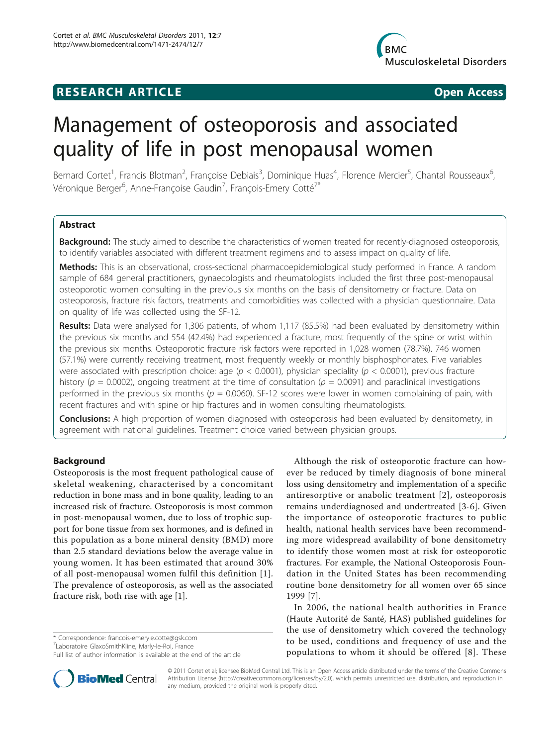**RESEARCH ARTICLE** **Open Access**

# Management of osteoporosis and associated quality of life in post menopausal women

Bernard Cortet[1], Francis Blotman[2], Françoise Debiais[3], Dominique Huas[4], Florence Mercier[5], Chantal Rousseaux[6], Véronique Berger[6], Anne-Françoise Gaudin[7], François-Emery Cotté[7*]

## Abstract

**Background:** The study aimed to describe the characteristics of women treated for recently-diagnosed osteoporosis, to identify variables associated with different treatment regimens and to assess impact on quality of life.

**Methods:** This is an observational, cross-sectional pharmacoepidemiological study performed in France. A random sample of 684 general practitioners, gynaecologists and rheumatologists included the first three post-menopausal osteoporotic women consulting in the previous six months on the basis of densitometry or fracture. Data on osteoporosis, fracture risk factors, treatments and comorbidities was collected with a physician questionnaire. Data on quality of life was collected using the SF-12.

**Results:** Data were analysed for 1,306 patients, of whom 1,117 (85.5%) had been evaluated by densitometry within the previous six months and 554 (42.4%) had experienced a fracture, most frequently of the spine or wrist within the previous six months. Osteoporotic fracture risk factors were reported in 1,028 women (78.7%). 746 women (57.1%) were currently receiving treatment, most frequently weekly or monthly bisphosphonates. Five variables were associated with prescription choice: age ($p < 0.0001$), physician speciality ($p < 0.0001$), previous fracture history ($p = 0.0002$), ongoing treatment at the time of consultation ($p = 0.0091$) and paraclinical investigations performed in the previous six months ($p = 0.0060$). SF-12 scores were lower in women complaining of pain, with recent fractures and with spine or hip fractures and in women consulting rheumatologists.

**Conclusions:** A high proportion of women diagnosed with osteoporosis had been evaluated by densitometry, in agreement with national guidelines. Treatment choice varied between physician groups.

## Background

Osteoporosis is the most frequent pathological cause of skeletal weakening, characterised by a concomitant reduction in bone mass and in bone quality, leading to an increased risk of fracture. Osteoporosis is most common in post-menopausal women, due to loss of trophic support for bone tissue from sex hormones, and is defined in this population as a bone mineral density (BMD) more than 2.5 standard deviations below the average value in young women. It has been estimated that around 30% of all post-menopausal women fulfil this definition [1]. The prevalence of osteoporosis, as well as the associated fracture risk, both rise with age [1].

Although the risk of osteoporotic fracture can however be reduced by timely diagnosis of bone mineral loss using densitometry and implementation of a specific antiresorptive or anabolic treatment [2], osteoporosis remains underdiagnosed and undertreated [3-6]. Given the importance of osteoporotic fractures to public health, national health services have been recommending more widespread availability of bone densitometry to identify those women most at risk for osteoporotic fractures. For example, the National Osteoporosis Foundation in the United States has been recommending routine bone densitometry for all women over 65 since 1999 [7].

In 2006, the national health authorities in France (Haute Autorité de Santé, HAS) published guidelines for the use of densitometry which covered the technology to be used, conditions and frequency of use and the populations to whom it should be offered [8]. These

\* Correspondence: francois-emery.e.cotte@gsk.com
[7]Laboratoire GlaxoSmithKline, Marly-le-Roi, France
Full list of author information is available at the end of the article

© 2011 Cortet et al; licensee BioMed Central Ltd. This is an Open Access article distributed under the terms of the Creative Commons Attribution License (http://creativecommons.org/licenses/by/2.0), which permits unrestricted use, distribution, and reproduction in any medium, provided the original work is properly cited.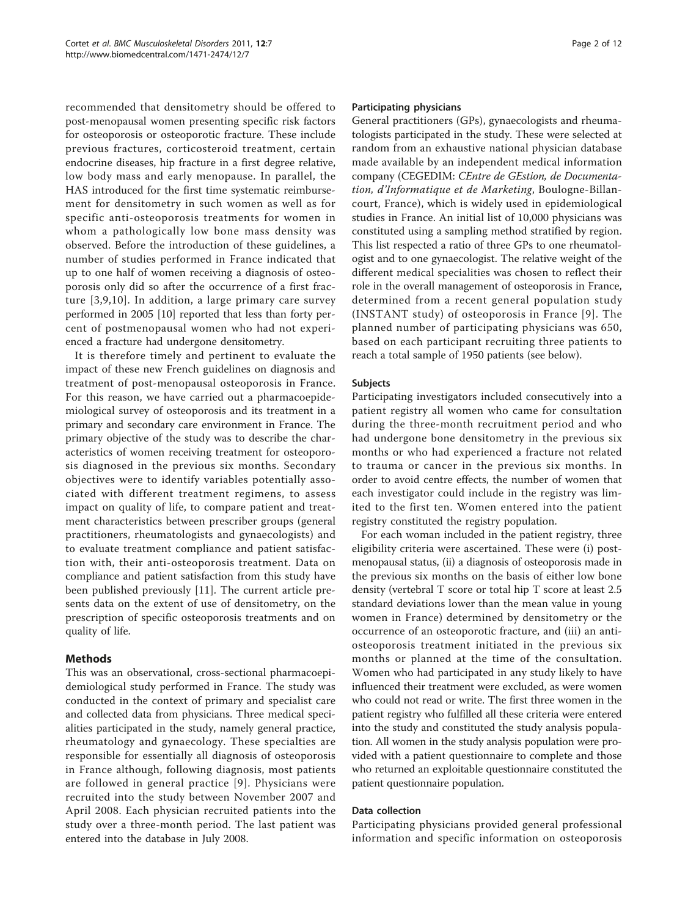recommended that densitometry should be offered to post-menopausal women presenting specific risk factors for osteoporosis or osteoporotic fracture. These include previous fractures, corticosteroid treatment, certain endocrine diseases, hip fracture in a first degree relative, low body mass and early menopause. In parallel, the HAS introduced for the first time systematic reimbursement for densitometry in such women as well as for specific anti-osteoporosis treatments for women in whom a pathologically low bone mass density was observed. Before the introduction of these guidelines, a number of studies performed in France indicated that up to one half of women receiving a diagnosis of osteoporosis only did so after the occurrence of a first fracture [3,9,10]. In addition, a large primary care survey performed in 2005 [10] reported that less than forty percent of postmenopausal women who had not experienced a fracture had undergone densitometry.

It is therefore timely and pertinent to evaluate the impact of these new French guidelines on diagnosis and treatment of post-menopausal osteoporosis in France. For this reason, we have carried out a pharmacoepidemiological survey of osteoporosis and its treatment in a primary and secondary care environment in France. The primary objective of the study was to describe the characteristics of women receiving treatment for osteoporosis diagnosed in the previous six months. Secondary objectives were to identify variables potentially associated with different treatment regimens, to assess impact on quality of life, to compare patient and treatment characteristics between prescriber groups (general practitioners, rheumatologists and gynaecologists) and to evaluate treatment compliance and patient satisfaction with, their anti-osteoporosis treatment. Data on compliance and patient satisfaction from this study have been published previously [11]. The current article presents data on the extent of use of densitometry, on the prescription of specific osteoporosis treatments and on quality of life.

## Methods

This was an observational, cross-sectional pharmacoepidemiological study performed in France. The study was conducted in the context of primary and specialist care and collected data from physicians. Three medical specialities participated in the study, namely general practice, rheumatology and gynaecology. These specialties are responsible for essentially all diagnosis of osteoporosis in France although, following diagnosis, most patients are followed in general practice [9]. Physicians were recruited into the study between November 2007 and April 2008. Each physician recruited patients into the study over a three-month period. The last patient was entered into the database in July 2008.

### Participating physicians

General practitioners (GPs), gynaecologists and rheumatologists participated in the study. These were selected at random from an exhaustive national physician database made available by an independent medical information company (CEGEDIM: *CEntre de GEstion, de Documentation, d'Informatique et de Marketing*, Boulogne-Billancourt, France), which is widely used in epidemiological studies in France. An initial list of 10,000 physicians was constituted using a sampling method stratified by region. This list respected a ratio of three GPs to one rheumatologist and to one gynaecologist. The relative weight of the different medical specialities was chosen to reflect their role in the overall management of osteoporosis in France, determined from a recent general population study (INSTANT study) of osteoporosis in France [9]. The planned number of participating physicians was 650, based on each participant recruiting three patients to reach a total sample of 1950 patients (see below).

### Subjects

Participating investigators included consecutively into a patient registry all women who came for consultation during the three-month recruitment period and who had undergone bone densitometry in the previous six months or who had experienced a fracture not related to trauma or cancer in the previous six months. In order to avoid centre effects, the number of women that each investigator could include in the registry was limited to the first ten. Women entered into the patient registry constituted the registry population.

For each woman included in the patient registry, three eligibility criteria were ascertained. These were (i) post-menopausal status, (ii) a diagnosis of osteoporosis made in the previous six months on the basis of either low bone density (vertebral T score or total hip T score at least 2.5 standard deviations lower than the mean value in young women in France) determined by densitometry or the occurrence of an osteoporotic fracture, and (iii) an anti-osteoporosis treatment initiated in the previous six months or planned at the time of the consultation. Women who had participated in any study likely to have influenced their treatment were excluded, as were women who could not read or write. The first three women in the patient registry who fulfilled all these criteria were entered into the study and constituted the study analysis population. All women in the study analysis population were provided with a patient questionnaire to complete and those who returned an exploitable questionnaire constituted the patient questionnaire population.

### Data collection

Participating physicians provided general professional information and specific information on osteoporosis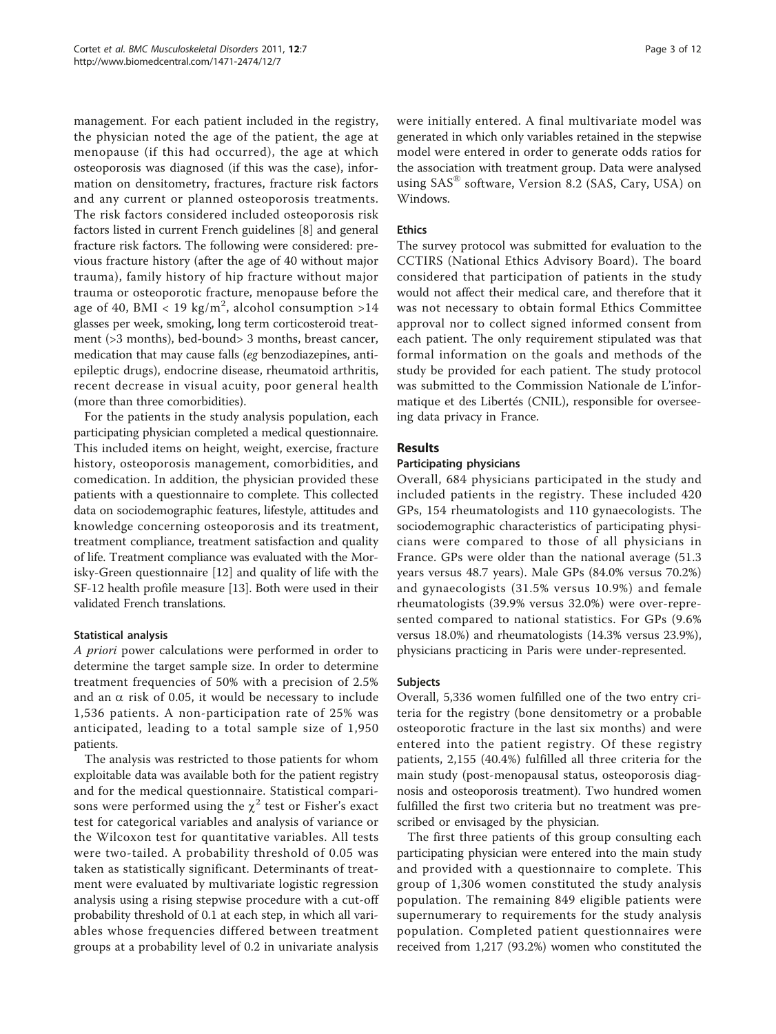management. For each patient included in the registry, the physician noted the age of the patient, the age at menopause (if this had occurred), the age at which osteoporosis was diagnosed (if this was the case), information on densitometry, fractures, fracture risk factors and any current or planned osteoporosis treatments. The risk factors considered included osteoporosis risk factors listed in current French guidelines [8] and general fracture risk factors. The following were considered: previous fracture history (after the age of 40 without major trauma), family history of hip fracture without major trauma or osteoporotic fracture, menopause before the age of 40, BMI < 19 kg/m$^2$, alcohol consumption >14 glasses per week, smoking, long term corticosteroid treatment (>3 months), bed-bound> 3 months, breast cancer, medication that may cause falls (*eg* benzodiazepines, antiepileptic drugs), endocrine disease, rheumatoid arthritis, recent decrease in visual acuity, poor general health (more than three comorbidities).

For the patients in the study analysis population, each participating physician completed a medical questionnaire. This included items on height, weight, exercise, fracture history, osteoporosis management, comorbidities, and comedication. In addition, the physician provided these patients with a questionnaire to complete. This collected data on sociodemographic features, lifestyle, attitudes and knowledge concerning osteoporosis and its treatment, treatment compliance, treatment satisfaction and quality of life. Treatment compliance was evaluated with the Morisky-Green questionnaire [12] and quality of life with the SF-12 health profile measure [13]. Both were used in their validated French translations.

### Statistical analysis

*A priori* power calculations were performed in order to determine the target sample size. In order to determine treatment frequencies of 50% with a precision of 2.5% and an $\alpha$ risk of 0.05, it would be necessary to include 1,536 patients. A non-participation rate of 25% was anticipated, leading to a total sample size of 1,950 patients.

The analysis was restricted to those patients for whom exploitable data was available both for the patient registry and for the medical questionnaire. Statistical comparisons were performed using the $\chi^2$ test or Fisher's exact test for categorical variables and analysis of variance or the Wilcoxon test for quantitative variables. All tests were two-tailed. A probability threshold of 0.05 was taken as statistically significant. Determinants of treatment were evaluated by multivariate logistic regression analysis using a rising stepwise procedure with a cut-off probability threshold of 0.1 at each step, in which all variables whose frequencies differed between treatment groups at a probability level of 0.2 in univariate analysis were initially entered. A final multivariate model was generated in which only variables retained in the stepwise model were entered in order to generate odds ratios for the association with treatment group. Data were analysed using SAS® software, Version 8.2 (SAS, Cary, USA) on Windows.

### Ethics

The survey protocol was submitted for evaluation to the CCTIRS (National Ethics Advisory Board). The board considered that participation of patients in the study would not affect their medical care, and therefore that it was not necessary to obtain formal Ethics Committee approval nor to collect signed informed consent from each patient. The only requirement stipulated was that formal information on the goals and methods of the study be provided for each patient. The study protocol was submitted to the Commission Nationale de L'informatique et des Libertés (CNIL), responsible for overseeing data privacy in France.

## Results

### Participating physicians

Overall, 684 physicians participated in the study and included patients in the registry. These included 420 GPs, 154 rheumatologists and 110 gynaecologists. The sociodemographic characteristics of participating physicians were compared to those of all physicians in France. GPs were older than the national average (51.3 years versus 48.7 years). Male GPs (84.0% versus 70.2%) and gynaecologists (31.5% versus 10.9%) and female rheumatologists (39.9% versus 32.0%) were over-represented compared to national statistics. For GPs (9.6% versus 18.0%) and rheumatologists (14.3% versus 23.9%), physicians practicing in Paris were under-represented.

### Subjects

Overall, 5,336 women fulfilled one of the two entry criteria for the registry (bone densitometry or a probable osteoporotic fracture in the last six months) and were entered into the patient registry. Of these registry patients, 2,155 (40.4%) fulfilled all three criteria for the main study (post-menopausal status, osteoporosis diagnosis and osteoporosis treatment). Two hundred women fulfilled the first two criteria but no treatment was prescribed or envisaged by the physician.

The first three patients of this group consulting each participating physician were entered into the main study and provided with a questionnaire to complete. This group of 1,306 women constituted the study analysis population. The remaining 849 eligible patients were supernumerary to requirements for the study analysis population. Completed patient questionnaires were received from 1,217 (93.2%) women who constituted the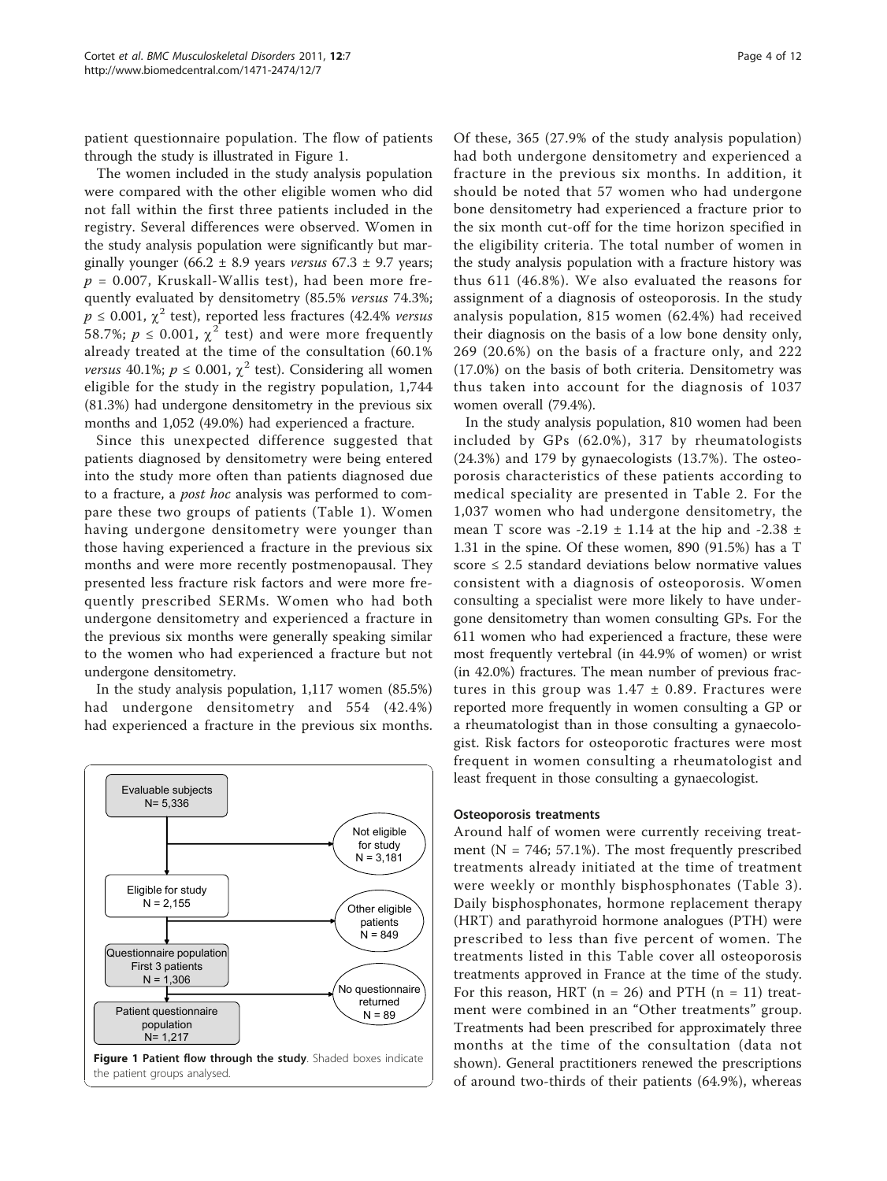patient questionnaire population. The flow of patients through the study is illustrated in Figure 1.

The women included in the study analysis population were compared with the other eligible women who did not fall within the first three patients included in the registry. Several differences were observed. Women in the study analysis population were significantly but marginally younger (66.2 ± 8.9 years *versus* 67.3 ± 9.7 years; $p = 0.007$, Kruskall-Wallis test), had been more frequently evaluated by densitometry (85.5% *versus* 74.3%; $p \leq 0.001$, $\chi^2$ test), reported less fractures (42.4% *versus* 58.7%; $p \leq 0.001$, $\chi^2$ test) and were more frequently already treated at the time of the consultation (60.1% *versus* 40.1%; $p \leq 0.001$, $\chi^2$ test). Considering all women eligible for the study in the registry population, 1,744 (81.3%) had undergone densitometry in the previous six months and 1,052 (49.0%) had experienced a fracture.

Since this unexpected difference suggested that patients diagnosed by densitometry were being entered into the study more often than patients diagnosed due to a fracture, a *post hoc* analysis was performed to compare these two groups of patients (Table 1). Women having undergone densitometry were younger than those having experienced a fracture in the previous six months and were more recently postmenopausal. They presented less fracture risk factors and were more frequently prescribed SERMs. Women who had both undergone densitometry and experienced a fracture in the previous six months were generally speaking similar to the women who had experienced a fracture but not undergone densitometry.

In the study analysis population, 1,117 women (85.5%) had undergone densitometry and 554 (42.4%) had experienced a fracture in the previous six months. Of these, 365 (27.9% of the study analysis population) had both undergone densitometry and experienced a fracture in the previous six months. In addition, it should be noted that 57 women who had undergone bone densitometry had experienced a fracture prior to the six month cut-off for the time horizon specified in the eligibility criteria. The total number of women in the study analysis population with a fracture history was thus 611 (46.8%). We also evaluated the reasons for assignment of a diagnosis of osteoporosis. In the study analysis population, 815 women (62.4%) had received their diagnosis on the basis of a low bone density only, 269 (20.6%) on the basis of a fracture only, and 222 (17.0%) on the basis of both criteria. Densitometry was thus taken into account for the diagnosis of 1037 women overall (79.4%).

In the study analysis population, 810 women had been included by GPs (62.0%), 317 by rheumatologists (24.3%) and 179 by gynaecologists (13.7%). The osteoporosis characteristics of these patients according to medical speciality are presented in Table 2. For the 1,037 women who had undergone densitometry, the mean T score was -2.19 ± 1.14 at the hip and -2.38 ± 1.31 in the spine. Of these women, 890 (91.5%) has a T score ≤ 2.5 standard deviations below normative values consistent with a diagnosis of osteoporosis. Women consulting a specialist were more likely to have undergone densitometry than women consulting GPs. For the 611 women who had experienced a fracture, these were most frequently vertebral (in 44.9% of women) or wrist (in 42.0%) fractures. The mean number of previous fractures in this group was 1.47 ± 0.89. Fractures were reported more frequently in women consulting a GP or a rheumatologist than in those consulting a gynaecologist. Risk factors for osteoporotic fractures were most frequent in women consulting a rheumatologist and least frequent in those consulting a gynaecologist.

Evaluable subjects N= 5,336 → Not eligible for study N = 3,181

Eligible for study N = 2,155 → Other eligible patients N = 849

Questionnaire population First 3 patients N = 1,306 → No questionnaire returned N = 89

Patient questionnaire population N= 1,217

**Figure 1 Patient flow through the study**. Shaded boxes indicate the patient groups analysed.

### Osteoporosis treatments

Around half of women were currently receiving treatment (N = 746; 57.1%). The most frequently prescribed treatments already initiated at the time of treatment were weekly or monthly bisphosphonates (Table 3). Daily bisphosphonates, hormone replacement therapy (HRT) and parathyroid hormone analogues (PTH) were prescribed to less than five percent of women. The treatments listed in this Table cover all osteoporosis treatments approved in France at the time of the study. For this reason, HRT (n = 26) and PTH (n = 11) treatment were combined in an "Other treatments" group. Treatments had been prescribed for approximately three months at the time of the consultation (data not shown). General practitioners renewed the prescriptions of around two-thirds of their patients (64.9%), whereas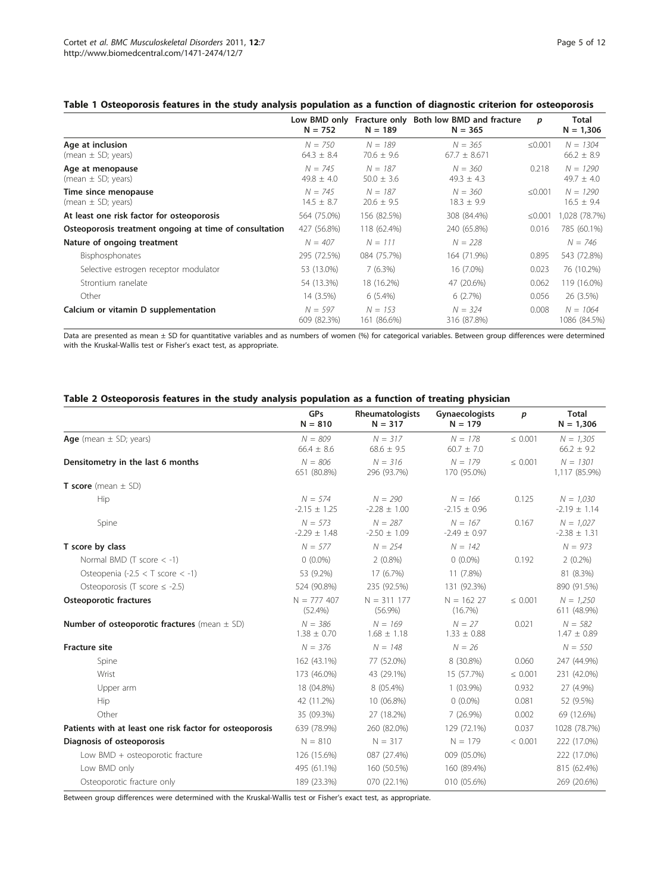**Table 1 Osteoporosis features in the study analysis population as a function of diagnostic criterion for osteoporosis**

| | Low BMD only N = 752 | Fracture only N = 189 | Both low BMD and fracture N = 365 | p | Total N = 1,306 |
|---|---|---|---|---|---|
| **Age at inclusion** (mean ± SD; years) | *N = 750* 64.3 ± 8.4 | *N = 189* 70.6 ± 9.6 | *N = 365* 67.7 ± 8.671 | ≤0.001 | *N = 1304* 66.2 ± 8.9 |
| **Age at menopause** (mean ± SD; years) | *N = 745* 49.8 ± 4.0 | *N = 187* 50.0 ± 3.6 | *N = 360* 49.3 ± 4.3 | 0.218 | *N = 1290* 49.7 ± 4.0 |
| **Time since menopause** (mean ± SD; years) | *N = 745* 14.5 ± 8.7 | *N = 187* 20.6 ± 9.5 | *N = 360* 18.3 ± 9.9 | ≤0.001 | *N = 1290* 16.5 ± 9.4 |
| **At least one risk factor for osteoporosis** | 564 (75.0%) | 156 (82.5%) | 308 (84.4%) | ≤0.001 | 1,028 (78.7%) |
| **Osteoporosis treatment ongoing at time of consultation** | 427 (56.8%) | 118 (62.4%) | 240 (65.8%) | 0.016 | 785 (60.1%) |
| **Nature of ongoing treatment** | *N = 407* | *N = 111* | *N = 228* | | *N = 746* |
| Bisphosphonates | 295 (72.5%) | 084 (75.7%) | 164 (71.9%) | 0.895 | 543 (72.8%) |
| Selective estrogen receptor modulator | 53 (13.0%) | 7 (6.3%) | 16 (7.0%) | 0.023 | 76 (10.2%) |
| Strontium ranelate | 54 (13.3%) | 18 (16.2%) | 47 (20.6%) | 0.062 | 119 (16.0%) |
| Other | 14 (3.5%) | 6 (5.4%) | 6 (2.7%) | 0.056 | 26 (3.5%) |
| **Calcium or vitamin D supplementation** | *N = 597* 609 (82.3%) | *N = 153* 161 (86.6%) | *N = 324* 316 (87.8%) | 0.008 | *N = 1064* 1086 (84.5%) |

Data are presented as mean ± SD for quantitative variables and as numbers of women (%) for categorical variables. Between group differences were determined with the Kruskal-Wallis test or Fisher's exact test, as appropriate.

**Table 2 Osteoporosis features in the study analysis population as a function of treating physician**

| | GPs N = 810 | Rheumatologists N = 317 | Gynaecologists N = 179 | p | Total N = 1,306 |
|---|---|---|---|---|---|
| **Age** (mean ± SD; years) | *N = 809* 66.4 ± 8.6 | *N = 317* 68.6 ± 9.5 | *N = 178* 60.7 ± 7.0 | ≤ 0.001 | *N = 1,305* 66.2 ± 9.2 |
| **Densitometry in the last 6 months** | *N = 806* 651 (80.8%) | *N = 316* 296 (93.7%) | *N = 179* 170 (95.0%) | ≤ 0.001 | *N = 1301* 1,117 (85.9%) |
| **T score** (mean ± SD) | | | | | |
| Hip | *N = 574* -2.15 ± 1.25 | *N = 290* -2.28 ± 1.00 | *N = 166* -2.15 ± 0.96 | 0.125 | *N = 1,030* -2.19 ± 1.14 |
| Spine | *N = 573* -2.29 ± 1.48 | *N = 287* -2.50 ± 1.09 | *N = 167* -2.49 ± 0.97 | 0.167 | *N = 1,027* -2.38 ± 1.31 |
| **T score by class** | *N = 577* | *N = 254* | *N = 142* | | *N = 973* |
| Normal BMD (T score < -1) | 0 (0.0%) | 2 (0.8%) | 0 (0.0%) | 0.192 | 2 (0.2%) |
| Osteopenia (-2.5 < T score < -1) | 53 (9.2%) | 17 (6.7%) | 11 (7.8%) | | 81 (8.3%) |
| Osteoporosis (T score ≤ -2.5) | 524 (90.8%) | 235 (92.5%) | 131 (92.3%) | | 890 (91.5%) |
| **Osteoporotic fractures** | *N = 777* 407 (52.4%) | *N = 311* 177 (56.9%) | *N = 162* 27 (16.7%) | ≤ 0.001 | *N = 1,250* 611 (48.9%) |
| **Number of osteoporotic fractures** (mean ± SD) | *N = 386* 1.38 ± 0.70 | *N = 169* 1.68 ± 1.18 | *N = 27* 1.33 ± 0.88 | 0.021 | *N = 582* 1.47 ± 0.89 |
| **Fracture site** | *N = 376* | *N = 148* | *N = 26* | | *N = 550* |
| Spine | 162 (43.1%) | 77 (52.0%) | 8 (30.8%) | 0.060 | 247 (44.9%) |
| Wrist | 173 (46.0%) | 43 (29.1%) | 15 (57.7%) | ≤ 0.001 | 231 (42.0%) |
| Upper arm | 18 (04.8%) | 8 (05.4%) | 1 (03.9%) | 0.932 | 27 (4.9%) |
| Hip | 42 (11.2%) | 10 (06.8%) | 0 (0.0%) | 0.081 | 52 (9.5%) |
| Other | 35 (09.3%) | 27 (18.2%) | 7 (26.9%) | 0.002 | 69 (12.6%) |
| **Patients with at least one risk factor for osteoporosis** | 639 (78.9%) | 260 (82.0%) | 129 (72.1%) | 0.037 | 1028 (78.7%) |
| **Diagnosis of osteoporosis** | N = 810 | N = 317 | N = 179 | < 0.001 | 222 (17.0%) |
| Low BMD + osteoporotic fracture | 126 (15.6%) | 087 (27.4%) | 009 (05.0%) | | 222 (17.0%) |
| Low BMD only | 495 (61.1%) | 160 (50.5%) | 160 (89.4%) | | 815 (62.4%) |
| Osteoporotic fracture only | 189 (23.3%) | 070 (22.1%) | 010 (05.6%) | | 269 (20.6%) |

Between group differences were determined with the Kruskal-Wallis test or Fisher's exact test, as appropriate.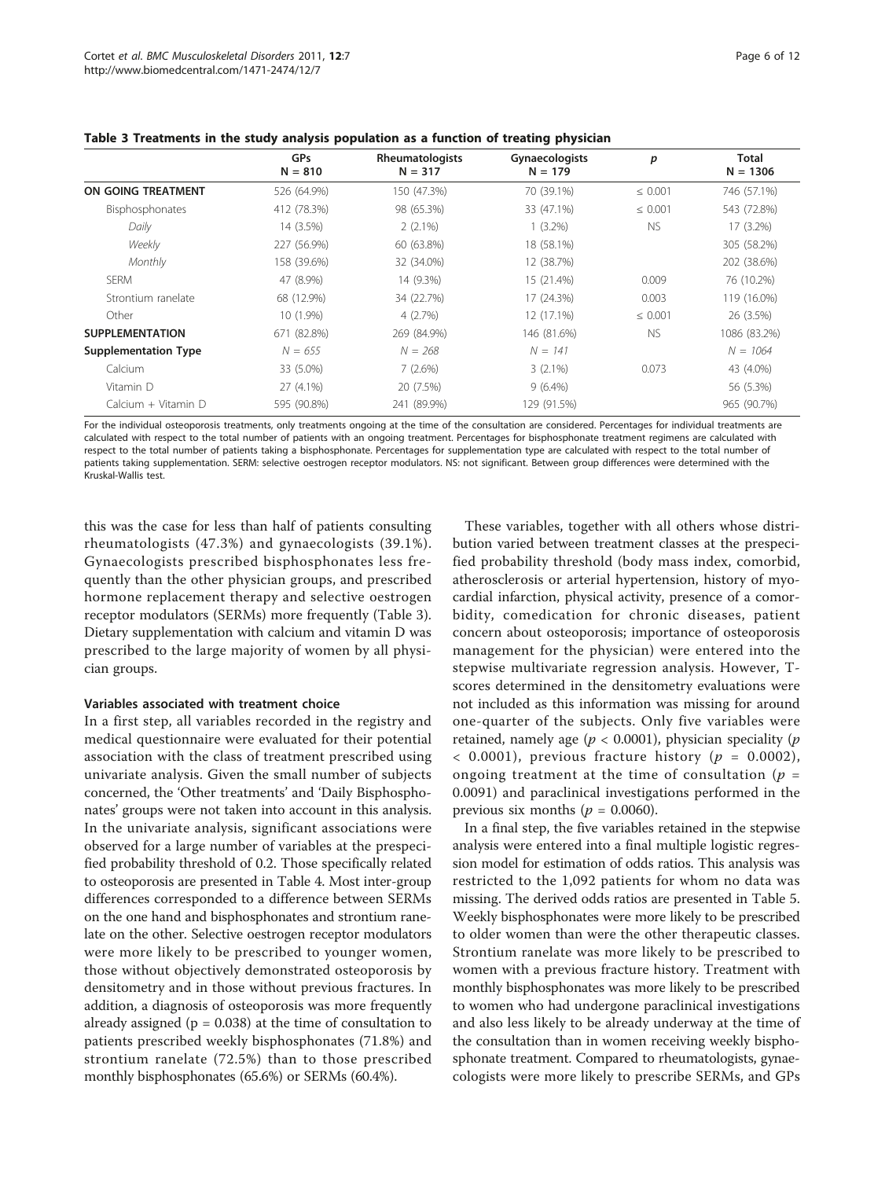**Table 3 Treatments in the study analysis population as a function of treating physician**

| | GPs N = 810 | Rheumatologists N = 317 | Gynaecologists N = 179 | *p* | Total N = 1306 |
|---|---|---|---|---|---|
| **ON GOING TREATMENT** | 526 (64.9%) | 150 (47.3%) | 70 (39.1%) | ≤ 0.001 | 746 (57.1%) |
| Bisphosphonates | 412 (78.3%) | 98 (65.3%) | 33 (47.1%) | ≤ 0.001 | 543 (72.8%) |
| *Daily* | 14 (3.5%) | 2 (2.1%) | 1 (3.2%) | NS | 17 (3.2%) |
| *Weekly* | 227 (56.9%) | 60 (63.8%) | 18 (58.1%) | | 305 (58.2%) |
| *Monthly* | 158 (39.6%) | 32 (34.0%) | 12 (38.7%) | | 202 (38.6%) |
| SERM | 47 (8.9%) | 14 (9.3%) | 15 (21.4%) | 0.009 | 76 (10.2%) |
| Strontium ranelate | 68 (12.9%) | 34 (22.7%) | 17 (24.3%) | 0.003 | 119 (16.0%) |
| Other | 10 (1.9%) | 4 (2.7%) | 12 (17.1%) | ≤ 0.001 | 26 (3.5%) |
| **SUPPLEMENTATION** | 671 (82.8%) | 269 (84.9%) | 146 (81.6%) | NS | 1086 (83.2%) |
| **Supplementation Type** | *N = 655* | *N = 268* | *N = 141* | | *N = 1064* |
| Calcium | 33 (5.0%) | 7 (2.6%) | 3 (2.1%) | 0.073 | 43 (4.0%) |
| Vitamin D | 27 (4.1%) | 20 (7.5%) | 9 (6.4%) | | 56 (5.3%) |
| Calcium + Vitamin D | 595 (90.8%) | 241 (89.9%) | 129 (91.5%) | | 965 (90.7%) |

For the individual osteoporosis treatments, only treatments ongoing at the time of the consultation are considered. Percentages for individual treatments are calculated with respect to the total number of patients with an ongoing treatment. Percentages for bisphosphonate treatment regimens are calculated with respect to the total number of patients taking a bisphosphonate. Percentages for supplementation type are calculated with respect to the total number of patients taking supplementation. SERM: selective oestrogen receptor modulators. NS: not significant. Between group differences were determined with the Kruskal-Wallis test.

this was the case for less than half of patients consulting rheumatologists (47.3%) and gynaecologists (39.1%). Gynaecologists prescribed bisphosphonates less frequently than the other physician groups, and prescribed hormone replacement therapy and selective oestrogen receptor modulators (SERMs) more frequently (Table 3). Dietary supplementation with calcium and vitamin D was prescribed to the large majority of women by all physician groups.

#### Variables associated with treatment choice

In a first step, all variables recorded in the registry and medical questionnaire were evaluated for their potential association with the class of treatment prescribed using univariate analysis. Given the small number of subjects concerned, the 'Other treatments' and 'Daily Bisphosphonates' groups were not taken into account in this analysis. In the univariate analysis, significant associations were observed for a large number of variables at the prespecified probability threshold of 0.2. Those specifically related to osteoporosis are presented in Table 4. Most inter-group differences corresponded to a difference between SERMs on the one hand and bisphosphonates and strontium ranelate on the other. Selective oestrogen receptor modulators were more likely to be prescribed to younger women, those without objectively demonstrated osteoporosis by densitometry and in those without previous fractures. In addition, a diagnosis of osteoporosis was more frequently already assigned ($p = 0.038$) at the time of consultation to patients prescribed weekly bisphosphonates (71.8%) and strontium ranelate (72.5%) than to those prescribed monthly bisphosphonates (65.6%) or SERMs (60.4%).

These variables, together with all others whose distribution varied between treatment classes at the prespecified probability threshold (body mass index, comorbid, atherosclerosis or arterial hypertension, history of myocardial infarction, physical activity, presence of a comorbidity, comedication for chronic diseases, patient concern about osteoporosis; importance of osteoporosis management for the physician) were entered into the stepwise multivariate regression analysis. However, T-scores determined in the densitometry evaluations were not included as this information was missing for around one-quarter of the subjects. Only five variables were retained, namely age ($p < 0.0001$), physician speciality ($p < 0.0001$), previous fracture history ($p = 0.0002$), ongoing treatment at the time of consultation ($p = 0.0091$) and paraclinical investigations performed in the previous six months ($p = 0.0060$).

In a final step, the five variables retained in the stepwise analysis were entered into a final multiple logistic regression model for estimation of odds ratios. This analysis was restricted to the 1,092 patients for whom no data was missing. The derived odds ratios are presented in Table 5. Weekly bisphosphonates were more likely to be prescribed to older women than were the other therapeutic classes. Strontium ranelate was more likely to be prescribed to women with a previous fracture history. Treatment with monthly bisphosphonates was more likely to be prescribed to women who had undergone paraclinical investigations and also less likely to be already underway at the time of the consultation than in women receiving weekly bisphosphonate treatment. Compared to rheumatologists, gynaecologists were more likely to prescribe SERMs, and GPs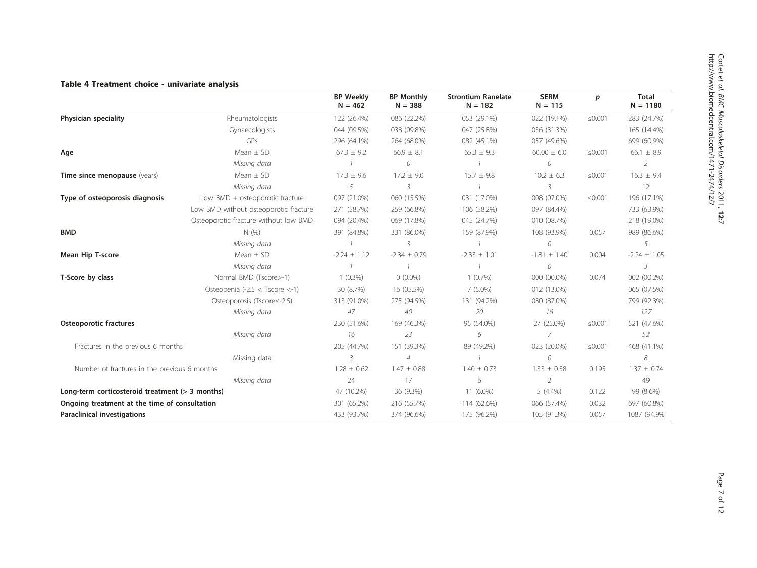**Table 4 Treatment choice - univariate analysis**

| | | BP Weekly N = 462 | BP Monthly N = 388 | Strontium Ranelate N = 182 | SERM N = 115 | p | Total N = 1180 |
|---|---|---|---|---|---|---|---|
| **Physician speciality** | Rheumatologists | 122 (26.4%) | 086 (22.2%) | 053 (29.1%) | 022 (19.1%) | ≤0.001 | 283 (24.7%) |
| | Gynaecologists | 044 (09.5%) | 038 (09.8%) | 047 (25.8%) | 036 (31.3%) | | 165 (14.4%) |
| | GPs | 296 (64.1%) | 264 (68.0%) | 082 (45.1%) | 057 (49.6%) | | 699 (60.9%) |
| **Age** | Mean ± SD | 67.3 ± 9.2 | 66.9 ± 8.1 | 65.3 ± 9.3 | 60.00 ± 6.0 | ≤0.001 | 66.1 ± 8.9 |
| | *Missing data* | *1* | *0* | *1* | *0* | | *2* |
| **Time since menopause** (years) | Mean ± SD | 17.3 ± 9.6 | 17.2 ± 9.0 | 15.7 ± 9.8 | 10.2 ± 6.3 | ≤0.001 | 16.3 ± 9.4 |
| | *Missing data* | *5* | *3* | *1* | *3* | | 12 |
| **Type of osteoporosis diagnosis** | Low BMD + osteoporotic fracture | 097 (21.0%) | 060 (15.5%) | 031 (17.0%) | 008 (07.0%) | ≤0.001 | 196 (17.1%) |
| | Low BMD without osteoporotic fracture | 271 (58.7%) | 259 (66.8%) | 106 (58.2%) | 097 (84.4%) | | 733 (63.9%) |
| | Osteoporotic fracture without low BMD | 094 (20.4%) | 069 (17.8%) | 045 (24.7%) | 010 (08.7%) | | 218 (19.0%) |
| **BMD** | N (%) | 391 (84.8%) | 331 (86.0%) | 159 (87.9%) | 108 (93.9%) | 0.057 | 989 (86.6%) |
| | *Missing data* | *1* | *3* | *1* | *0* | | *5* |
| **Mean Hip T-score** | Mean ± SD | -2.24 ± 1.12 | -2.34 ± 0.79 | -2.33 ± 1.01 | -1.81 ± 1.40 | 0.004 | -2.24 ± 1.05 |
| | *Missing data* | *1* | *1* | *1* | *0* | | *3* |
| **T-Score by class** | Normal BMD (Tscore>-1) | 1 (0.3%) | 0 (0.0%) | 1 (0.7%) | 000 (00.0%) | 0.074 | 002 (00.2%) |
| | Osteopenia (-2.5 < Tscore <-1) | 30 (8.7%) | 16 (05.5%) | 7 (5.0%) | 012 (13.0%) | | 065 (07.5%) |
| | Osteoporosis (Tscore≤-2.5) | 313 (91.0%) | 275 (94.5%) | 131 (94.2%) | 080 (87.0%) | | 799 (92.3%) |
| | *Missing data* | *47* | *40* | *20* | *16* | | *127* |
| **Osteoporotic fractures** | | 230 (51.6%) | 169 (46.3%) | 95 (54.0%) | 27 (25.0%) | ≤0.001 | 521 (47.6%) |
| | *Missing data* | *16* | *23* | *6* | *7* | | *52* |
| Fractures in the previous 6 months | | 205 (44.7%) | 151 (39.3%) | 89 (49.2%) | 023 (20.0%) | ≤0.001 | 468 (41.1%) |
| | Missing data | *3* | *4* | *1* | *0* | | *8* |
| Number of fractures in the previous 6 months | | 1.28 ± 0.62 | 1.47 ± 0.88 | 1.40 ± 0.73 | 1.33 ± 0.58 | 0.195 | 1.37 ± 0.74 |
| | *Missing data* | 24 | 17 | 6 | 2 | | 49 |
| **Long-term corticosteroid treatment (> 3 months)** | | 47 (10.2%) | 36 (9.3%) | 11 (6.0%) | 5 (4.4%) | 0.122 | 99 (8.6%) |
| **Ongoing treatment at the time of consultation** | | 301 (65.2%) | 216 (55.7%) | 114 (62.6%) | 066 (57.4%) | 0.032 | 697 (60.8%) |
| **Paraclinical investigations** | | 433 (93.7%) | 374 (96.6%) | 175 (96.2%) | 105 (91.3%) | 0.057 | 1087 (94.9% |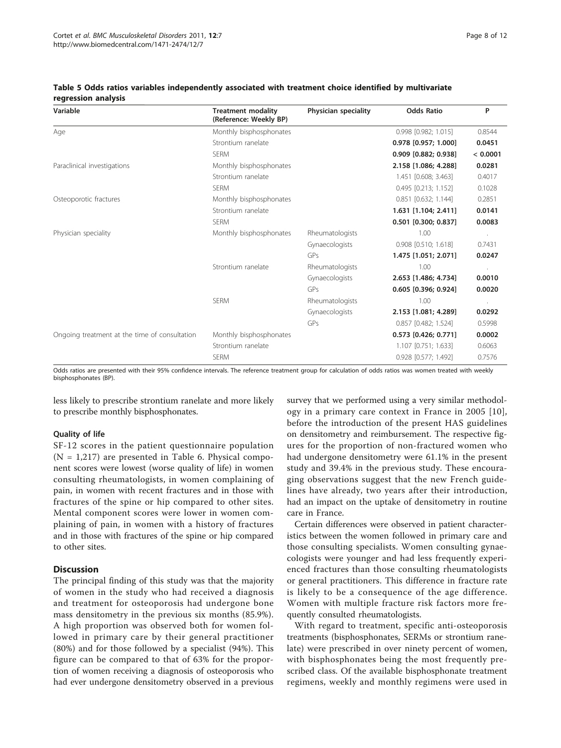**Table 5 Odds ratios variables independently associated with treatment choice identified by multivariate regression analysis**

| Variable | Treatment modality (Reference: Weekly BP) | Physician speciality | Odds Ratio | P |
|---|---|---|---|---|
| Age | Monthly bisphosphonates | | 0.998 [0.982; 1.015] | 0.8544 |
| | Strontium ranelate | | **0.978 [0.957; 1.000]** | **0.0451** |
| | SERM | | **0.909 [0.882; 0.938]** | **< 0.0001** |
| Paraclinical investigations | Monthly bisphosphonates | | **2.158 [1.086; 4.288]** | **0.0281** |
| | Strontium ranelate | | 1.451 [0.608; 3.463] | 0.4017 |
| | SERM | | 0.495 [0.213; 1.152] | 0.1028 |
| Osteoporotic fractures | Monthly bisphosphonates | | 0.851 [0.632; 1.144] | 0.2851 |
| | Strontium ranelate | | **1.631 [1.104; 2.411]** | **0.0141** |
| | SERM | | **0.501 [0.300; 0.837]** | **0.0083** |
| Physician speciality | Monthly bisphosphonates | Rheumatologists | 1.00 | . |
| | | Gynaecologists | 0.908 [0.510; 1.618] | 0.7431 |
| | | GPs | **1.475 [1.051; 2.071]** | **0.0247** |
| | Strontium ranelate | Rheumatologists | 1.00 | . |
| | | Gynaecologists | **2.653 [1.486; 4.734]** | **0.0010** |
| | | GPs | **0.605 [0.396; 0.924]** | **0.0020** |
| | SERM | Rheumatologists | 1.00 | . |
| | | Gynaecologists | **2.153 [1.081; 4.289]** | **0.0292** |
| | | GPs | 0.857 [0.482; 1.524] | 0.5998 |
| Ongoing treatment at the time of consultation | Monthly bisphosphonates | | **0.573 [0.426; 0.771]** | **0.0002** |
| | Strontium ranelate | | 1.107 [0.751; 1.633] | 0.6063 |
| | SERM | | 0.928 [0.577; 1.492] | 0.7576 |

Odds ratios are presented with their 95% confidence intervals. The reference treatment group for calculation of odds ratios was women treated with weekly bisphosphonates (BP).

less likely to prescribe strontium ranelate and more likely to prescribe monthly bisphosphonates.

### Quality of life

SF-12 scores in the patient questionnaire population (N = 1,217) are presented in Table 6. Physical component scores were lowest (worse quality of life) in women consulting rheumatologists, in women complaining of pain, in women with recent fractures and in those with fractures of the spine or hip compared to other sites. Mental component scores were lower in women complaining of pain, in women with a history of fractures and in those with fractures of the spine or hip compared to other sites.

## Discussion

The principal finding of this study was that the majority of women in the study who had received a diagnosis and treatment for osteoporosis had undergone bone mass densitometry in the previous six months (85.9%). A high proportion was observed both for women followed in primary care by their general practitioner (80%) and for those followed by a specialist (94%). This figure can be compared to that of 63% for the proportion of women receiving a diagnosis of osteoporosis who had ever undergone densitometry observed in a previous survey that we performed using a very similar methodology in a primary care context in France in 2005 [10], before the introduction of the present HAS guidelines on densitometry and reimbursement. The respective figures for the proportion of non-fractured women who had undergone densitometry were 61.1% in the present study and 39.4% in the previous study. These encouraging observations suggest that the new French guidelines have already, two years after their introduction, had an impact on the uptake of densitometry in routine care in France.

Certain differences were observed in patient characteristics between the women followed in primary care and those consulting specialists. Women consulting gynaecologists were younger and had less frequently experienced fractures than those consulting rheumatologists or general practitioners. This difference in fracture rate is likely to be a consequence of the age difference. Women with multiple fracture risk factors more frequently consulted rheumatologists.

With regard to treatment, specific anti-osteoporosis treatments (bisphosphonates, SERMs or strontium ranelate) were prescribed in over ninety percent of women, with bisphosphonates being the most frequently prescribed class. Of the available bisphosphonate treatment regimens, weekly and monthly regimens were used in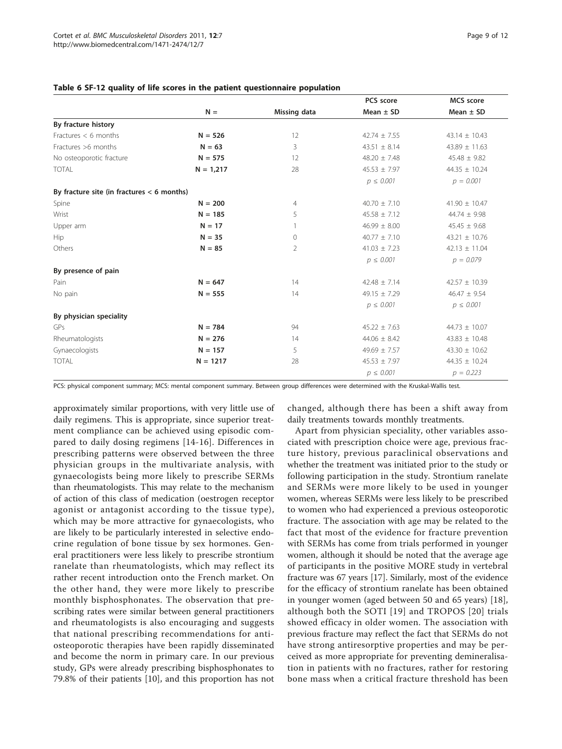**Table 6 SF-12 quality of life scores in the patient questionnaire population**

| | N = | Missing data | PCS score Mean ± SD | MCS score Mean ± SD |
|---|---|---|---|---|
| **By fracture history** | | | | |
| Fractures < 6 months | **N = 526** | 12 | 42.74 ± 7.55 | 43.14 ± 10.43 |
| Fractures >6 months | **N = 63** | 3 | 43.51 ± 8.14 | 43.89 ± 11.63 |
| No osteoporotic fracture | **N = 575** | 12 | 48.20 ± 7.48 | 45.48 ± 9.82 |
| TOTAL | **N = 1,217** | 28 | 45.53 ± 7.97 | 44.35 ± 10.24 |
| | | | *p ≤ 0.001* | *p = 0.001* |
| **By fracture site (in fractures < 6 months)** | | | | |
| Spine | **N = 200** | 4 | 40.70 ± 7.10 | 41.90 ± 10.47 |
| Wrist | **N = 185** | 5 | 45.58 ± 7.12 | 44.74 ± 9.98 |
| Upper arm | **N = 17** | 1 | 46.99 ± 8.00 | 45.45 ± 9.68 |
| Hip | **N = 35** | 0 | 40.77 ± 7.10 | 43.21 ± 10.76 |
| Others | **N = 85** | 2 | 41.03 ± 7.23 | 42.13 ± 11.04 |
| | | | *p ≤ 0.001* | *p = 0.079* |
| **By presence of pain** | | | | |
| Pain | **N = 647** | 14 | 42.48 ± 7.14 | 42.57 ± 10.39 |
| No pain | **N = 555** | 14 | 49.15 ± 7.29 | 46.47 ± 9.54 |
| | | | *p ≤ 0.001* | *p ≤ 0.001* |
| **By physician speciality** | | | | |
| GPs | **N = 784** | 94 | 45.22 ± 7.63 | 44.73 ± 10.07 |
| Rheumatologists | **N = 276** | 14 | 44.06 ± 8.42 | 43.83 ± 10.48 |
| Gynaecologists | **N = 157** | 5 | 49.69 ± 7.57 | 43.30 ± 10.62 |
| TOTAL | **N = 1217** | 28 | 45.53 ± 7.97 | 44.35 ± 10.24 |
| | | | *p ≤ 0.001* | *p = 0.223* |

PCS: physical component summary; MCS: mental component summary. Between group differences were determined with the Kruskal-Wallis test.

approximately similar proportions, with very little use of daily regimens. This is appropriate, since superior treatment compliance can be achieved using episodic compared to daily dosing regimens [14-16]. Differences in prescribing patterns were observed between the three physician groups in the multivariate analysis, with gynaecologists being more likely to prescribe SERMs than rheumatologists. This may relate to the mechanism of action of this class of medication (oestrogen receptor agonist or antagonist according to the tissue type), which may be more attractive for gynaecologists, who are likely to be particularly interested in selective endocrine regulation of bone tissue by sex hormones. General practitioners were less likely to prescribe strontium ranelate than rheumatologists, which may reflect its rather recent introduction onto the French market. On the other hand, they were more likely to prescribe monthly bisphosphonates. The observation that prescribing rates were similar between general practitioners and rheumatologists is also encouraging and suggests that national prescribing recommendations for anti-osteoporotic therapies have been rapidly disseminated and become the norm in primary care. In our previous study, GPs were already prescribing bisphosphonates to 79.8% of their patients [10], and this proportion has not changed, although there has been a shift away from daily treatments towards monthly treatments.

Apart from physician speciality, other variables associated with prescription choice were age, previous fracture history, previous paraclinical observations and whether the treatment was initiated prior to the study or following participation in the study. Strontium ranelate and SERMs were more likely to be used in younger women, whereas SERMs were less likely to be prescribed to women who had experienced a previous osteoporotic fracture. The association with age may be related to the fact that most of the evidence for fracture prevention with SERMs has come from trials performed in younger women, although it should be noted that the average age of participants in the positive MORE study in vertebral fracture was 67 years [17]. Similarly, most of the evidence for the efficacy of strontium ranelate has been obtained in younger women (aged between 50 and 65 years) [18], although both the SOTI [19] and TROPOS [20] trials showed efficacy in older women. The association with previous fracture may reflect the fact that SERMs do not have strong antiresorptive properties and may be perceived as more appropriate for preventing demineralisation in patients with no fractures, rather for restoring bone mass when a critical fracture threshold has been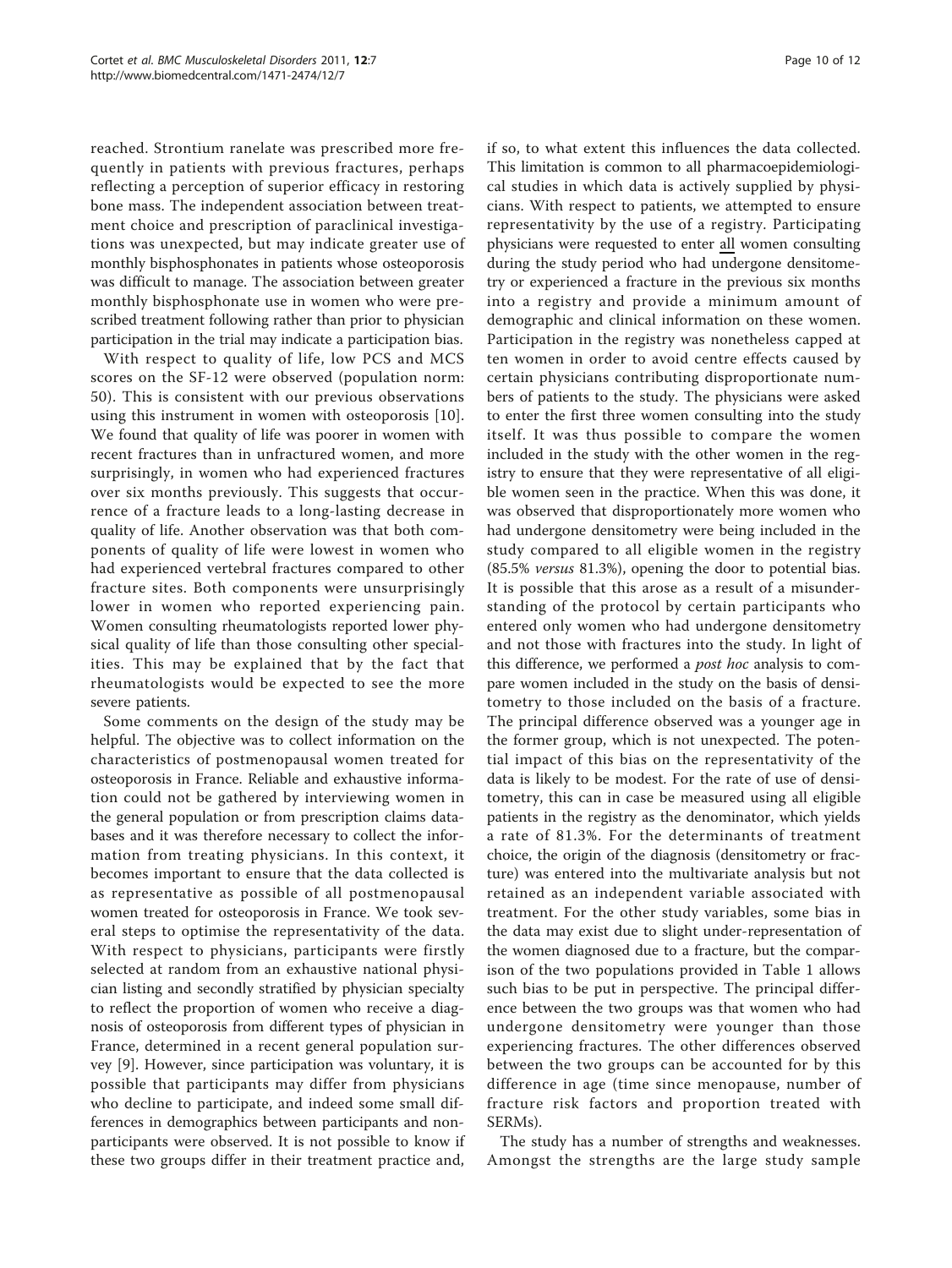reached. Strontium ranelate was prescribed more frequently in patients with previous fractures, perhaps reflecting a perception of superior efficacy in restoring bone mass. The independent association between treatment choice and prescription of paraclinical investigations was unexpected, but may indicate greater use of monthly bisphosphonates in patients whose osteoporosis was difficult to manage. The association between greater monthly bisphosphonate use in women who were prescribed treatment following rather than prior to physician participation in the trial may indicate a participation bias.

With respect to quality of life, low PCS and MCS scores on the SF-12 were observed (population norm: 50). This is consistent with our previous observations using this instrument in women with osteoporosis [10]. We found that quality of life was poorer in women with recent fractures than in unfractured women, and more surprisingly, in women who had experienced fractures over six months previously. This suggests that occurrence of a fracture leads to a long-lasting decrease in quality of life. Another observation was that both components of quality of life were lowest in women who had experienced vertebral fractures compared to other fracture sites. Both components were unsurprisingly lower in women who reported experiencing pain. Women consulting rheumatologists reported lower physical quality of life than those consulting other specialities. This may be explained that by the fact that rheumatologists would be expected to see the more severe patients.

Some comments on the design of the study may be helpful. The objective was to collect information on the characteristics of postmenopausal women treated for osteoporosis in France. Reliable and exhaustive information could not be gathered by interviewing women in the general population or from prescription claims databases and it was therefore necessary to collect the information from treating physicians. In this context, it becomes important to ensure that the data collected is as representative as possible of all postmenopausal women treated for osteoporosis in France. We took several steps to optimise the representativity of the data. With respect to physicians, participants were firstly selected at random from an exhaustive national physician listing and secondly stratified by physician specialty to reflect the proportion of women who receive a diagnosis of osteoporosis from different types of physician in France, determined in a recent general population survey [9]. However, since participation was voluntary, it is possible that participants may differ from physicians who decline to participate, and indeed some small differences in demographics between participants and non-participants were observed. It is not possible to know if these two groups differ in their treatment practice and, if so, to what extent this influences the data collected. This limitation is common to all pharmacoepidemiological studies in which data is actively supplied by physicians. With respect to patients, we attempted to ensure representativity by the use of a registry. Participating physicians were requested to enter all women consulting during the study period who had undergone densitometry or experienced a fracture in the previous six months into a registry and provide a minimum amount of demographic and clinical information on these women. Participation in the registry was nonetheless capped at ten women in order to avoid centre effects caused by certain physicians contributing disproportionate numbers of patients to the study. The physicians were asked to enter the first three women consulting into the study itself. It was thus possible to compare the women included in the study with the other women in the registry to ensure that they were representative of all eligible women seen in the practice. When this was done, it was observed that disproportionately more women who had undergone densitometry were being included in the study compared to all eligible women in the registry (85.5% *versus* 81.3%), opening the door to potential bias. It is possible that this arose as a result of a misunderstanding of the protocol by certain participants who entered only women who had undergone densitometry and not those with fractures into the study. In light of this difference, we performed a *post hoc* analysis to compare women included in the study on the basis of densitometry to those included on the basis of a fracture. The principal difference observed was a younger age in the former group, which is not unexpected. The potential impact of this bias on the representativity of the data is likely to be modest. For the rate of use of densitometry, this can in case be measured using all eligible patients in the registry as the denominator, which yields a rate of 81.3%. For the determinants of treatment choice, the origin of the diagnosis (densitometry or fracture) was entered into the multivariate analysis but not retained as an independent variable associated with treatment. For the other study variables, some bias in the data may exist due to slight under-representation of the women diagnosed due to a fracture, but the comparison of the two populations provided in Table 1 allows such bias to be put in perspective. The principal difference between the two groups was that women who had undergone densitometry were younger than those experiencing fractures. The other differences observed between the two groups can be accounted for by this difference in age (time since menopause, number of fracture risk factors and proportion treated with SERMs).

The study has a number of strengths and weaknesses. Amongst the strengths are the large study sample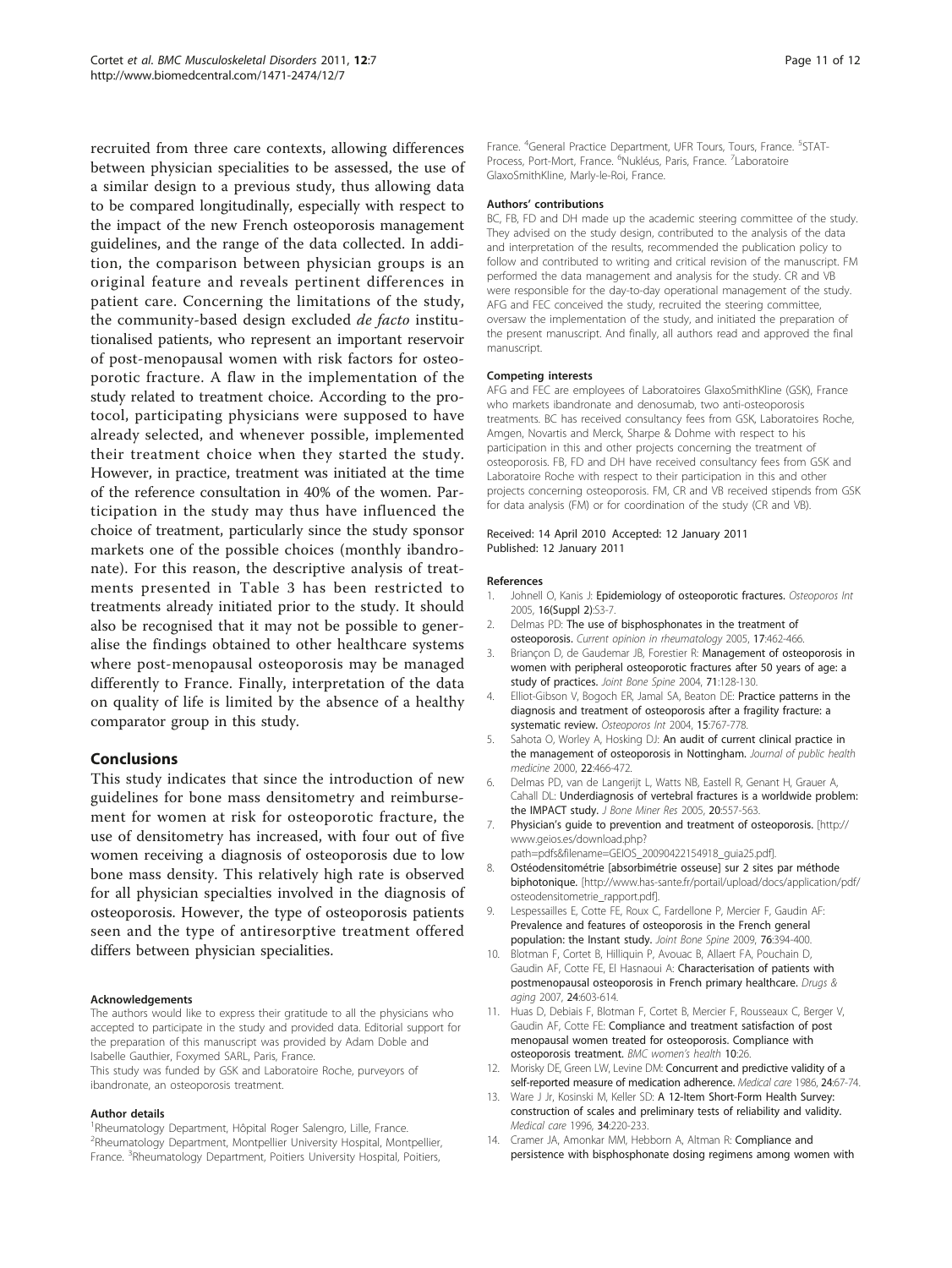recruited from three care contexts, allowing differences between physician specialities to be assessed, the use of a similar design to a previous study, thus allowing data to be compared longitudinally, especially with respect to the impact of the new French osteoporosis management guidelines, and the range of the data collected. In addition, the comparison between physician groups is an original feature and reveals pertinent differences in patient care. Concerning the limitations of the study, the community-based design excluded *de facto* institutionalised patients, who represent an important reservoir of post-menopausal women with risk factors for osteoporotic fracture. A flaw in the implementation of the study related to treatment choice. According to the protocol, participating physicians were supposed to have already selected, and whenever possible, implemented their treatment choice when they started the study. However, in practice, treatment was initiated at the time of the reference consultation in 40% of the women. Participation in the study may thus have influenced the choice of treatment, particularly since the study sponsor markets one of the possible choices (monthly ibandronate). For this reason, the descriptive analysis of treatments presented in Table 3 has been restricted to treatments already initiated prior to the study. It should also be recognised that it may not be possible to generalise the findings obtained to other healthcare systems where post-menopausal osteoporosis may be managed differently to France. Finally, interpretation of the data on quality of life is limited by the absence of a healthy comparator group in this study.

## Conclusions

This study indicates that since the introduction of new guidelines for bone mass densitometry and reimbursement for women at risk for osteoporotic fracture, the use of densitometry has increased, with four out of five women receiving a diagnosis of osteoporosis due to low bone mass density. This relatively high rate is observed for all physician specialties involved in the diagnosis of osteoporosis. However, the type of osteoporosis patients seen and the type of antiresorptive treatment offered differs between physician specialities.

#### Acknowledgements

The authors would like to express their gratitude to all the physicians who accepted to participate in the study and provided data. Editorial support for the preparation of this manuscript was provided by Adam Doble and Isabelle Gauthier, Foxymed SARL, Paris, France.

This study was funded by GSK and Laboratoire Roche, purveyors of ibandronate, an osteoporosis treatment.

#### Author details

[1]Rheumatology Department, Hôpital Roger Salengro, Lille, France. [2]Rheumatology Department, Montpellier University Hospital, Montpellier, France. [3]Rheumatology Department, Poitiers University Hospital, Poitiers, France. [4]General Practice Department, UFR Tours, Tours, France. [5]STAT-Process, Port-Mort, France. [6]Nukléus, Paris, France. [7]Laboratoire GlaxoSmithKline, Marly-le-Roi, France.

#### Authors' contributions

BC, FB, FD and DH made up the academic steering committee of the study. They advised on the study design, contributed to the analysis of the data and interpretation of the results, recommended the publication policy to follow and contributed to writing and critical revision of the manuscript. FM performed the data management and analysis for the study. CR and VB were responsible for the day-to-day operational management of the study. AFG and FEC conceived the study, recruited the steering committee, oversaw the implementation of the study, and initiated the preparation of the present manuscript. And finally, all authors read and approved the final manuscript.

#### Competing interests

AFG and FEC are employees of Laboratoires GlaxoSmithKline (GSK), France who markets ibandronate and denosumab, two anti-osteoporosis treatments. BC has received consultancy fees from GSK, Laboratoires Roche, Amgen, Novartis and Merck, Sharpe & Dohme with respect to his participation in this and other projects concerning the treatment of osteoporosis. FB, FD and DH have received consultancy fees from GSK and Laboratoire Roche with respect to their participation in this and other projects concerning osteoporosis. FM, CR and VB received stipends from GSK for data analysis (FM) or for coordination of the study (CR and VB).

Received: 14 April 2010 Accepted: 12 January 2011
Published: 12 January 2011

#### References

1. Johnell O, Kanis J: **Epidemiology of osteoporotic fractures.** *Osteoporos Int* 2005, **16(Suppl 2)**:S3-7.
2. Delmas PD: **The use of bisphosphonates in the treatment of osteoporosis.** *Current opinion in rheumatology* 2005, **17**:462-466.
3. Briançon D, de Gaudemar JB, Forestier R: **Management of osteoporosis in women with peripheral osteoporotic fractures after 50 years of age: a study of practices.** *Joint Bone Spine* 2004, **71**:128-130.
4. Elliot-Gibson V, Bogoch ER, Jamal SA, Beaton DE: **Practice patterns in the diagnosis and treatment of osteoporosis after a fragility fracture: a systematic review.** *Osteoporos Int* 2004, **15**:767-778.
5. Sahota O, Worley A, Hosking DJ: **An audit of current clinical practice in the management of osteoporosis in Nottingham.** *Journal of public health medicine* 2000, **22**:466-472.
6. Delmas PD, van de Langerijt L, Watts NB, Eastell R, Genant H, Grauer A, Cahall DL: **Underdiagnosis of vertebral fractures is a worldwide problem: the IMPACT study.** *J Bone Miner Res* 2005, **20**:557-563.
7. **Physician's guide to prevention and treatment of osteoporosis.** [http://www.geios.es/download.php?path=pdfs&filename=GEIOS_20090422154918_guia25.pdf].
8. **Ostéodensitométrie [absorbimétrie osseuse] sur 2 sites par méthode biphotonique.** [http://www.has-sante.fr/portail/upload/docs/application/pdf/osteodensitometrie_rapport.pdf].
9. Lespessailles E, Cotte FE, Roux C, Fardellone P, Mercier F, Gaudin AF: **Prevalence and features of osteoporosis in the French general population: the Instant study.** *Joint Bone Spine* 2009, **76**:394-400.
10. Blotman F, Cortet B, Hilliquin P, Avouac B, Allaert FA, Pouchain D, Gaudin AF, Cotte FE, El Hasnaoui A: **Characterisation of patients with postmenopausal osteoporosis in French primary healthcare.** *Drugs & aging* 2007, **24**:603-614.
11. Huas D, Debiais F, Blotman F, Cortet B, Mercier F, Rousseaux C, Berger V, Gaudin AF, Cotte FE: **Compliance and treatment satisfaction of post menopausal women treated for osteoporosis. Compliance with osteoporosis treatment.** *BMC women's health* **10**:26.
12. Morisky DE, Green LW, Levine DM: **Concurrent and predictive validity of a self-reported measure of medication adherence.** *Medical care* 1986, **24**:67-74.
13. Ware J Jr, Kosinski M, Keller SD: **A 12-Item Short-Form Health Survey: construction of scales and preliminary tests of reliability and validity.** *Medical care* 1996, **34**:220-233.
14. Cramer JA, Amonkar MM, Hebborn A, Altman R: **Compliance and persistence with bisphosphonate dosing regimens among women with**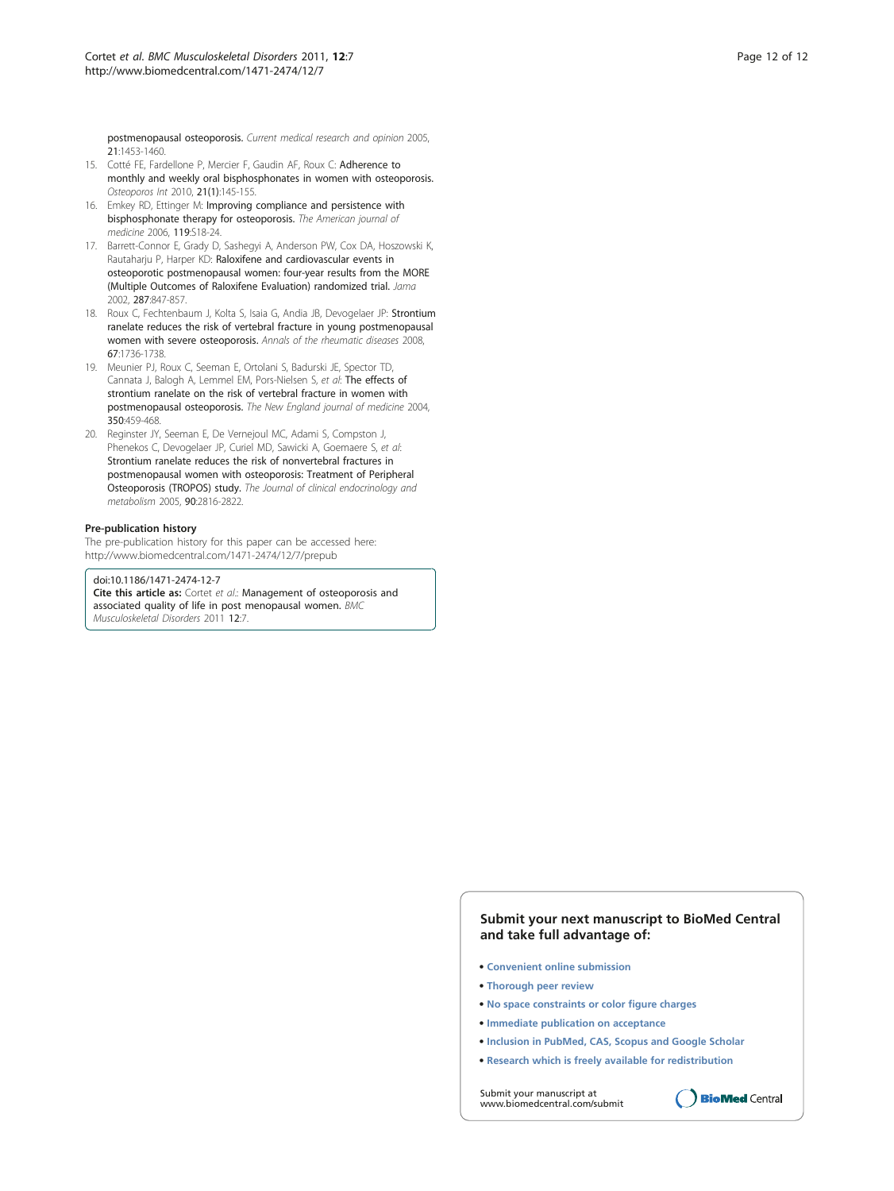postmenopausal osteoporosis. *Current medical research and opinion* 2005, **21**:1453-1460.

15. Cotté FE, Fardellone P, Mercier F, Gaudin AF, Roux C: **Adherence to monthly and weekly oral bisphosphonates in women with osteoporosis.** *Osteoporos Int* 2010, **21(1)**:145-155.
16. Emkey RD, Ettinger M: **Improving compliance and persistence with bisphosphonate therapy for osteoporosis.** *The American journal of medicine* 2006, **119**:S18-24.
17. Barrett-Connor E, Grady D, Sashegyi A, Anderson PW, Cox DA, Hoszowski K, Rautaharju P, Harper KD: **Raloxifene and cardiovascular events in osteoporotic postmenopausal women: four-year results from the MORE (Multiple Outcomes of Raloxifene Evaluation) randomized trial.** *Jama* 2002, **287**:847-857.
18. Roux C, Fechtenbaum J, Kolta S, Isaia G, Andia JB, Devogelaer JP: **Strontium ranelate reduces the risk of vertebral fracture in young postmenopausal women with severe osteoporosis.** *Annals of the rheumatic diseases* 2008, **67**:1736-1738.
19. Meunier PJ, Roux C, Seeman E, Ortolani S, Badurski JE, Spector TD, Cannata J, Balogh A, Lemmel EM, Pors-Nielsen S, *et al*: **The effects of strontium ranelate on the risk of vertebral fracture in women with postmenopausal osteoporosis.** *The New England journal of medicine* 2004, **350**:459-468.
20. Reginster JY, Seeman E, De Vernejoul MC, Adami S, Compston J, Phenekos C, Devogelaer JP, Curiel MD, Sawicki A, Goemaere S, *et al*: **Strontium ranelate reduces the risk of nonvertebral fractures in postmenopausal women with osteoporosis: Treatment of Peripheral Osteoporosis (TROPOS) study.** *The Journal of clinical endocrinology and metabolism* 2005, **90**:2816-2822.

### Pre-publication history

The pre-publication history for this paper can be accessed here:
http://www.biomedcentral.com/1471-2474/12/7/prepub

doi:10.1186/1471-2474-12-7
**Cite this article as:** Cortet *et al.*: Management of osteoporosis and associated quality of life in post menopausal women. *BMC Musculoskeletal Disorders* 2011 **12**:7.

**Submit your next manuscript to BioMed Central and take full advantage of:**

- **Convenient online submission**
- **Thorough peer review**
- **No space constraints or color figure charges**
- **Immediate publication on acceptance**
- **Inclusion in PubMed, CAS, Scopus and Google Scholar**
- **Research which is freely available for redistribution**

Submit your manuscript at
www.biomedcentral.com/submit

BioMed Central